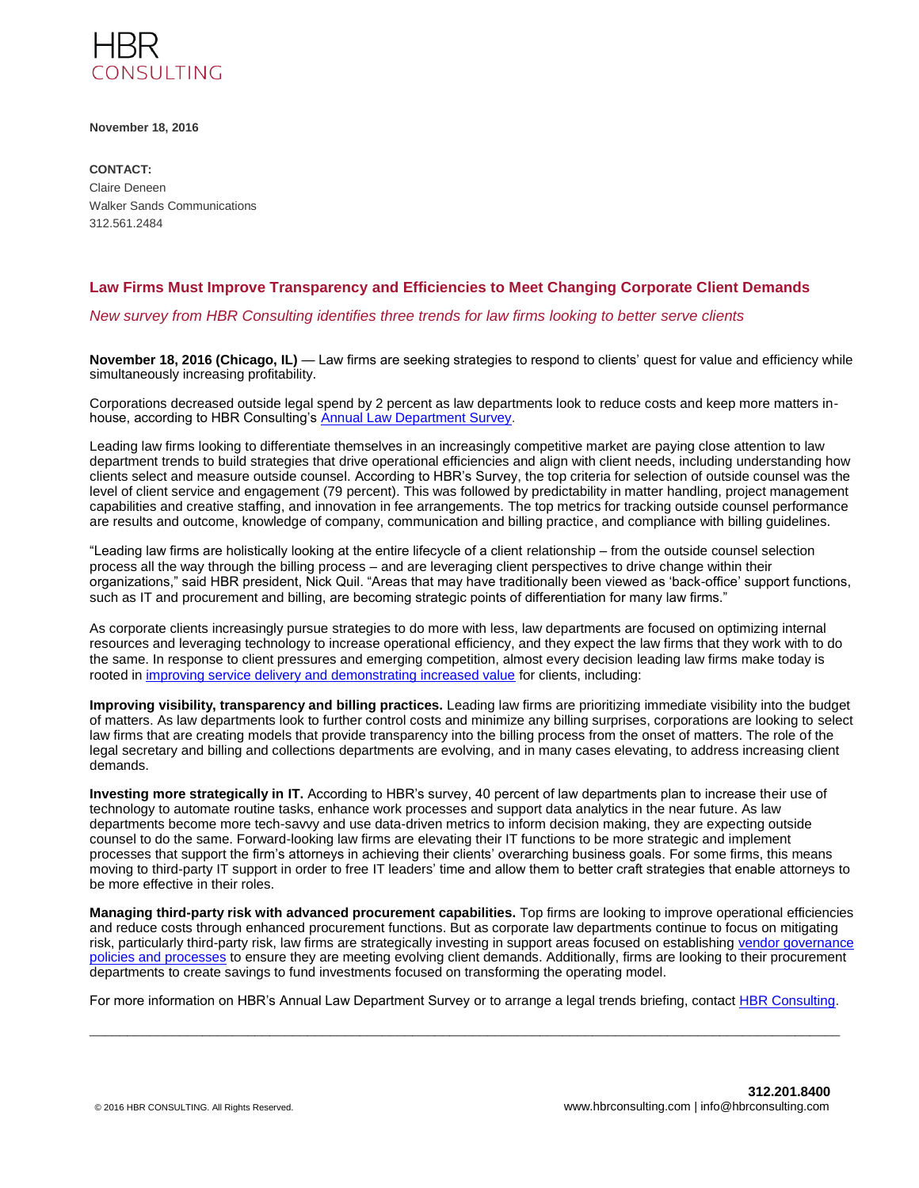HBR
CONSULTING

**November 18, 2016**

**CONTACT:**
Claire Deneen
Walker Sands Communications
312.561.2484

## Law Firms Must Improve Transparency and Efficiencies to Meet Changing Corporate Client Demands

*New survey from HBR Consulting identifies three trends for law firms looking to better serve clients*

**November 18, 2016 (Chicago, IL)** — Law firms are seeking strategies to respond to clients' quest for value and efficiency while simultaneously increasing profitability.

Corporations decreased outside legal spend by 2 percent as law departments look to reduce costs and keep more matters in-house, according to HBR Consulting's Annual Law Department Survey.

Leading law firms looking to differentiate themselves in an increasingly competitive market are paying close attention to law department trends to build strategies that drive operational efficiencies and align with client needs, including understanding how clients select and measure outside counsel. According to HBR's Survey, the top criteria for selection of outside counsel was the level of client service and engagement (79 percent). This was followed by predictability in matter handling, project management capabilities and creative staffing, and innovation in fee arrangements. The top metrics for tracking outside counsel performance are results and outcome, knowledge of company, communication and billing practice, and compliance with billing guidelines.

"Leading law firms are holistically looking at the entire lifecycle of a client relationship – from the outside counsel selection process all the way through the billing process – and are leveraging client perspectives to drive change within their organizations," said HBR president, Nick Quil. "Areas that may have traditionally been viewed as 'back-office' support functions, such as IT and procurement and billing, are becoming strategic points of differentiation for many law firms."

As corporate clients increasingly pursue strategies to do more with less, law departments are focused on optimizing internal resources and leveraging technology to increase operational efficiency, and they expect the law firms that they work with to do the same. In response to client pressures and emerging competition, almost every decision leading law firms make today is rooted in improving service delivery and demonstrating increased value for clients, including:

**Improving visibility, transparency and billing practices.** Leading law firms are prioritizing immediate visibility into the budget of matters. As law departments look to further control costs and minimize any billing surprises, corporations are looking to select law firms that are creating models that provide transparency into the billing process from the onset of matters. The role of the legal secretary and billing and collections departments are evolving, and in many cases elevating, to address increasing client demands.

**Investing more strategically in IT.** According to HBR's survey, 40 percent of law departments plan to increase their use of technology to automate routine tasks, enhance work processes and support data analytics in the near future. As law departments become more tech-savvy and use data-driven metrics to inform decision making, they are expecting outside counsel to do the same. Forward-looking law firms are elevating their IT functions to be more strategic and implement processes that support the firm's attorneys in achieving their clients' overarching business goals. For some firms, this means moving to third-party IT support in order to free IT leaders' time and allow them to better craft strategies that enable attorneys to be more effective in their roles.

**Managing third-party risk with advanced procurement capabilities.** Top firms are looking to improve operational efficiencies and reduce costs through enhanced procurement functions. But as corporate law departments continue to focus on mitigating risk, particularly third-party risk, law firms are strategically investing in support areas focused on establishing vendor governance policies and processes to ensure they are meeting evolving client demands. Additionally, firms are looking to their procurement departments to create savings to fund investments focused on transforming the operating model.

For more information on HBR's Annual Law Department Survey or to arrange a legal trends briefing, contact HBR Consulting.

---

© 2016 HBR CONSULTING. All Rights Reserved.

**312.201.8400**
www.hbrconsulting.com | info@hbrconsulting.com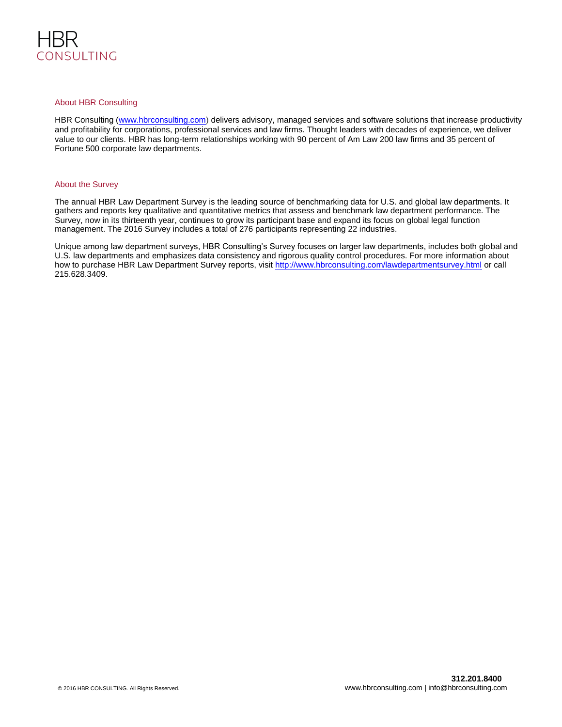# HBR CONSULTING

## About HBR Consulting

HBR Consulting (www.hbrconsulting.com) delivers advisory, managed services and software solutions that increase productivity and profitability for corporations, professional services and law firms. Thought leaders with decades of experience, we deliver value to our clients. HBR has long-term relationships working with 90 percent of Am Law 200 law firms and 35 percent of Fortune 500 corporate law departments.

## About the Survey

The annual HBR Law Department Survey is the leading source of benchmarking data for U.S. and global law departments. It gathers and reports key qualitative and quantitative metrics that assess and benchmark law department performance. The Survey, now in its thirteenth year, continues to grow its participant base and expand its focus on global legal function management. The 2016 Survey includes a total of 276 participants representing 22 industries.

Unique among law department surveys, HBR Consulting's Survey focuses on larger law departments, includes both global and U.S. law departments and emphasizes data consistency and rigorous quality control procedures. For more information about how to purchase HBR Law Department Survey reports, visit http://www.hbrconsulting.com/lawdepartmentsurvey.html or call 215.628.3409.

© 2016 HBR CONSULTING. All Rights Reserved.

**312.201.8400**
www.hbrconsulting.com | info@hbrconsulting.com